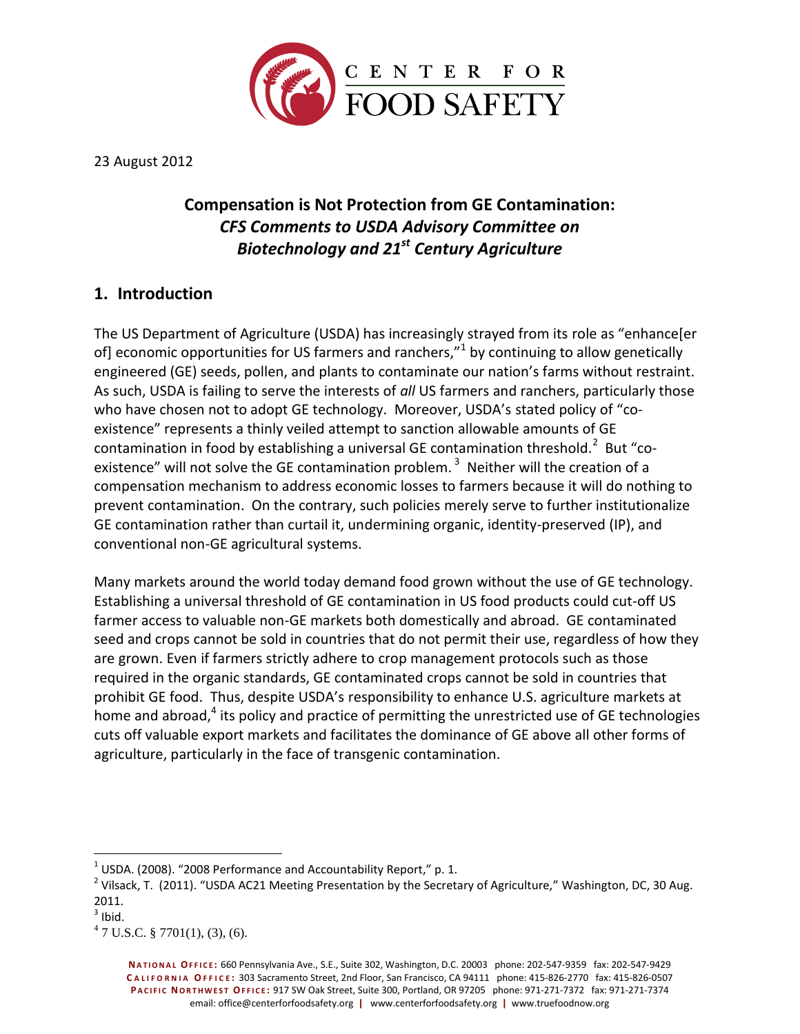CENTER FOR FOOD SAFETY

23 August 2012

## Compensation is Not Protection from GE Contamination: *CFS Comments to USDA Advisory Committee on Biotechnology and 21st Century Agriculture*

## 1. Introduction

The US Department of Agriculture (USDA) has increasingly strayed from its role as "enhance[er of] economic opportunities for US farmers and ranchers,"[1] by continuing to allow genetically engineered (GE) seeds, pollen, and plants to contaminate our nation's farms without restraint. As such, USDA is failing to serve the interests of *all* US farmers and ranchers, particularly those who have chosen not to adopt GE technology. Moreover, USDA's stated policy of "co-existence" represents a thinly veiled attempt to sanction allowable amounts of GE contamination in food by establishing a universal GE contamination threshold.[2] But "co-existence" will not solve the GE contamination problem.[3] Neither will the creation of a compensation mechanism to address economic losses to farmers because it will do nothing to prevent contamination. On the contrary, such policies merely serve to further institutionalize GE contamination rather than curtail it, undermining organic, identity-preserved (IP), and conventional non-GE agricultural systems.

Many markets around the world today demand food grown without the use of GE technology. Establishing a universal threshold of GE contamination in US food products could cut-off US farmer access to valuable non-GE markets both domestically and abroad. GE contaminated seed and crops cannot be sold in countries that do not permit their use, regardless of how they are grown. Even if farmers strictly adhere to crop management protocols such as those required in the organic standards, GE contaminated crops cannot be sold in countries that prohibit GE food. Thus, despite USDA's responsibility to enhance U.S. agriculture markets at home and abroad,[4] its policy and practice of permitting the unrestricted use of GE technologies cuts off valuable export markets and facilitates the dominance of GE above all other forms of agriculture, particularly in the face of transgenic contamination.

---

[1] USDA. (2008). "2008 Performance and Accountability Report," p. 1.

[2] Vilsack, T. (2011). "USDA AC21 Meeting Presentation by the Secretary of Agriculture," Washington, DC, 30 Aug. 2011.

[3] Ibid.

[4] 7 U.S.C. § 7701(1), (3), (6).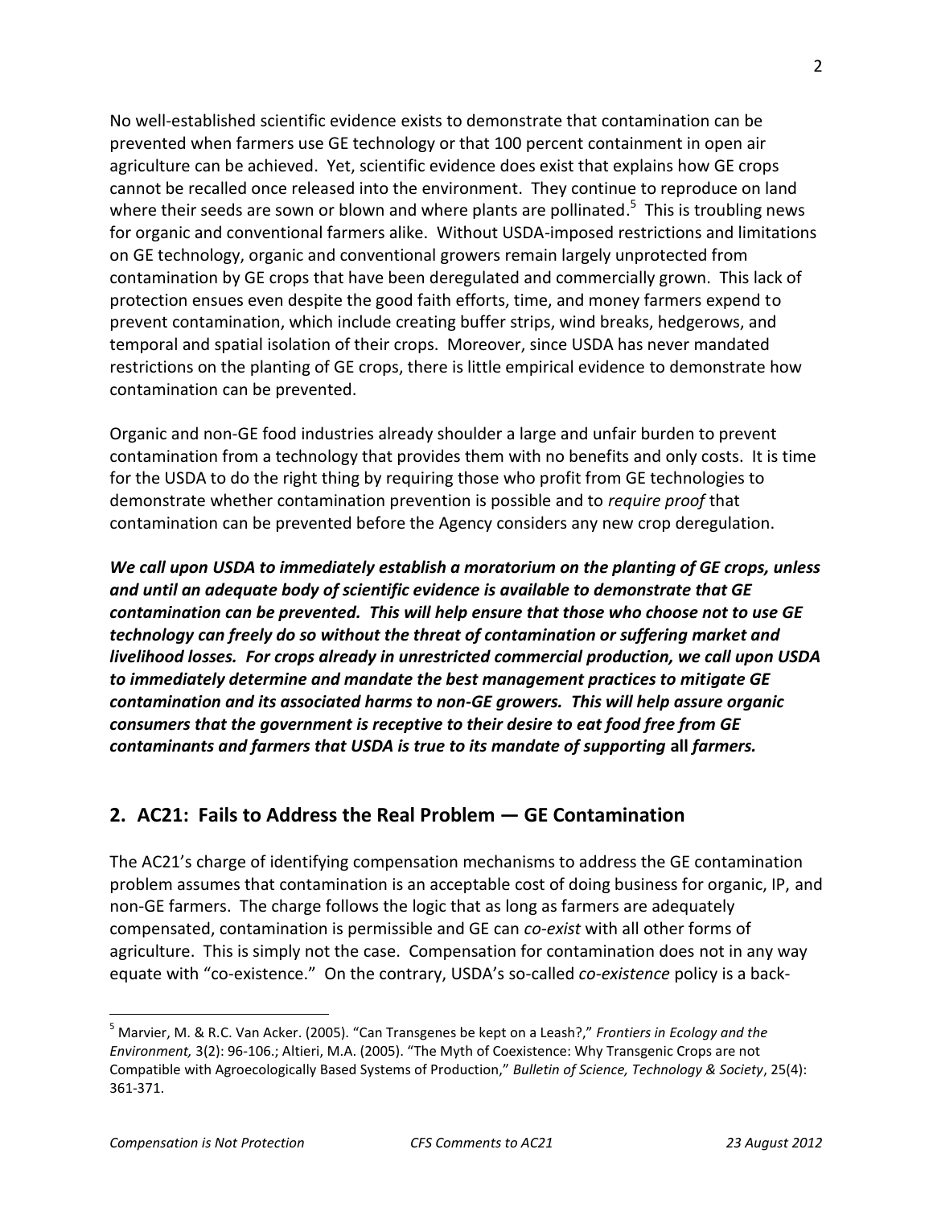No well-established scientific evidence exists to demonstrate that contamination can be prevented when farmers use GE technology or that 100 percent containment in open air agriculture can be achieved. Yet, scientific evidence does exist that explains how GE crops cannot be recalled once released into the environment. They continue to reproduce on land where their seeds are sown or blown and where plants are pollinated.[5] This is troubling news for organic and conventional farmers alike. Without USDA-imposed restrictions and limitations on GE technology, organic and conventional growers remain largely unprotected from contamination by GE crops that have been deregulated and commercially grown. This lack of protection ensues even despite the good faith efforts, time, and money farmers expend to prevent contamination, which include creating buffer strips, wind breaks, hedgerows, and temporal and spatial isolation of their crops. Moreover, since USDA has never mandated restrictions on the planting of GE crops, there is little empirical evidence to demonstrate how contamination can be prevented.

Organic and non-GE food industries already shoulder a large and unfair burden to prevent contamination from a technology that provides them with no benefits and only costs. It is time for the USDA to do the right thing by requiring those who profit from GE technologies to demonstrate whether contamination prevention is possible and to *require proof* that contamination can be prevented before the Agency considers any new crop deregulation.

***We call upon USDA to immediately establish a moratorium on the planting of GE crops, unless and until an adequate body of scientific evidence is available to demonstrate that GE contamination can be prevented. This will help ensure that those who choose not to use GE technology can freely do so without the threat of contamination or suffering market and livelihood losses. For crops already in unrestricted commercial production, we call upon USDA to immediately determine and mandate the best management practices to mitigate GE contamination and its associated harms to non-GE growers. This will help assure organic consumers that the government is receptive to their desire to eat food free from GE contaminants and farmers that USDA is true to its mandate of supporting* all *farmers.***

## 2. AC21: Fails to Address the Real Problem — GE Contamination

The AC21's charge of identifying compensation mechanisms to address the GE contamination problem assumes that contamination is an acceptable cost of doing business for organic, IP, and non-GE farmers. The charge follows the logic that as long as farmers are adequately compensated, contamination is permissible and GE can *co-exist* with all other forms of agriculture. This is simply not the case. Compensation for contamination does not in any way equate with "co-existence." On the contrary, USDA's so-called *co-existence* policy is a back-

[5] Marvier, M. & R.C. Van Acker. (2005). "Can Transgenes be kept on a Leash?," *Frontiers in Ecology and the Environment,* 3(2): 96-106.; Altieri, M.A. (2005). "The Myth of Coexistence: Why Transgenic Crops are not Compatible with Agroecologically Based Systems of Production," *Bulletin of Science, Technology & Society*, 25(4): 361-371.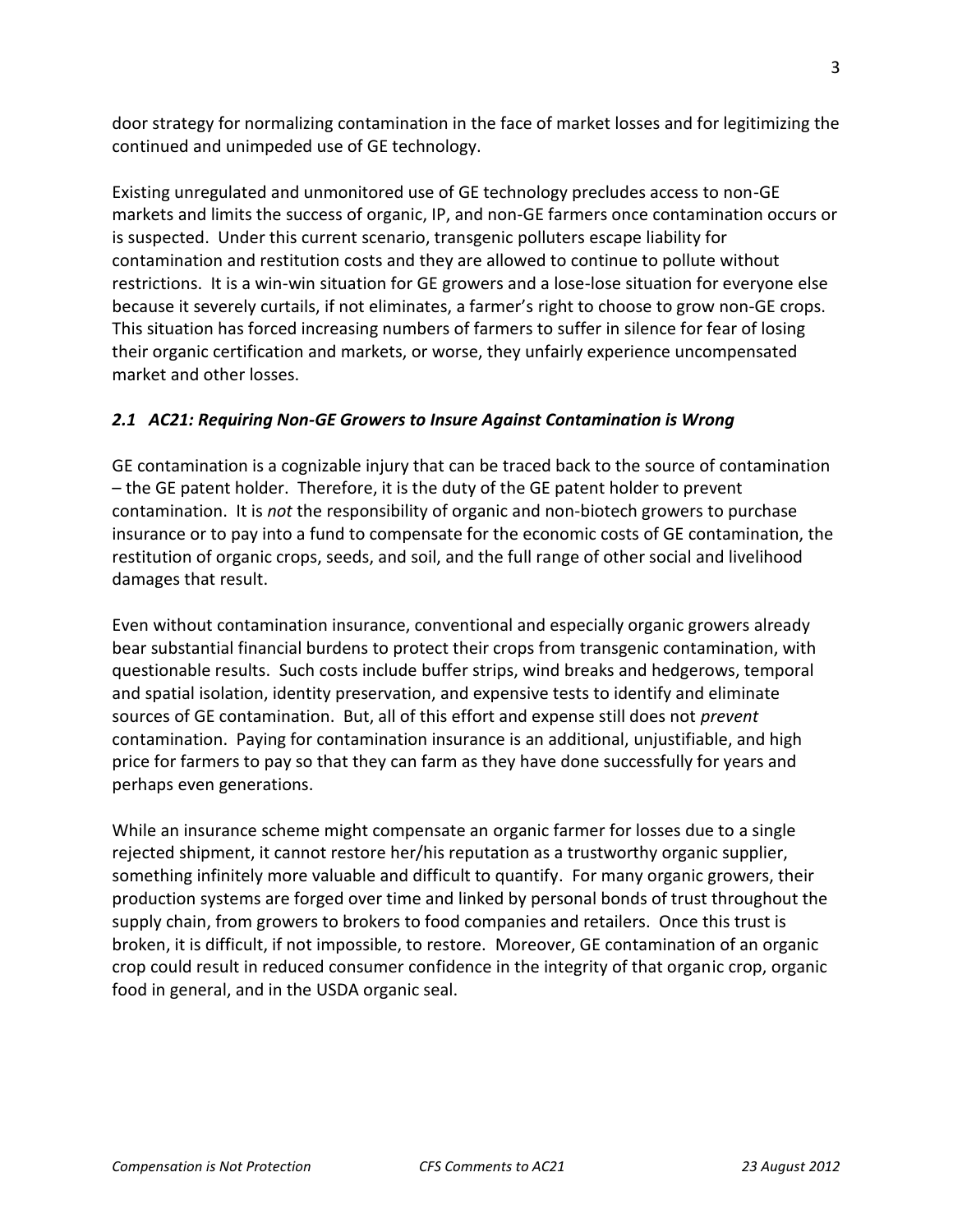door strategy for normalizing contamination in the face of market losses and for legitimizing the continued and unimpeded use of GE technology.

Existing unregulated and unmonitored use of GE technology precludes access to non-GE markets and limits the success of organic, IP, and non-GE farmers once contamination occurs or is suspected. Under this current scenario, transgenic polluters escape liability for contamination and restitution costs and they are allowed to continue to pollute without restrictions. It is a win-win situation for GE growers and a lose-lose situation for everyone else because it severely curtails, if not eliminates, a farmer's right to choose to grow non-GE crops. This situation has forced increasing numbers of farmers to suffer in silence for fear of losing their organic certification and markets, or worse, they unfairly experience uncompensated market and other losses.

### *2.1 AC21: Requiring Non-GE Growers to Insure Against Contamination is Wrong*

GE contamination is a cognizable injury that can be traced back to the source of contamination – the GE patent holder. Therefore, it is the duty of the GE patent holder to prevent contamination. It is *not* the responsibility of organic and non-biotech growers to purchase insurance or to pay into a fund to compensate for the economic costs of GE contamination, the restitution of organic crops, seeds, and soil, and the full range of other social and livelihood damages that result.

Even without contamination insurance, conventional and especially organic growers already bear substantial financial burdens to protect their crops from transgenic contamination, with questionable results. Such costs include buffer strips, wind breaks and hedgerows, temporal and spatial isolation, identity preservation, and expensive tests to identify and eliminate sources of GE contamination. But, all of this effort and expense still does not *prevent* contamination. Paying for contamination insurance is an additional, unjustifiable, and high price for farmers to pay so that they can farm as they have done successfully for years and perhaps even generations.

While an insurance scheme might compensate an organic farmer for losses due to a single rejected shipment, it cannot restore her/his reputation as a trustworthy organic supplier, something infinitely more valuable and difficult to quantify. For many organic growers, their production systems are forged over time and linked by personal bonds of trust throughout the supply chain, from growers to brokers to food companies and retailers. Once this trust is broken, it is difficult, if not impossible, to restore. Moreover, GE contamination of an organic crop could result in reduced consumer confidence in the integrity of that organic crop, organic food in general, and in the USDA organic seal.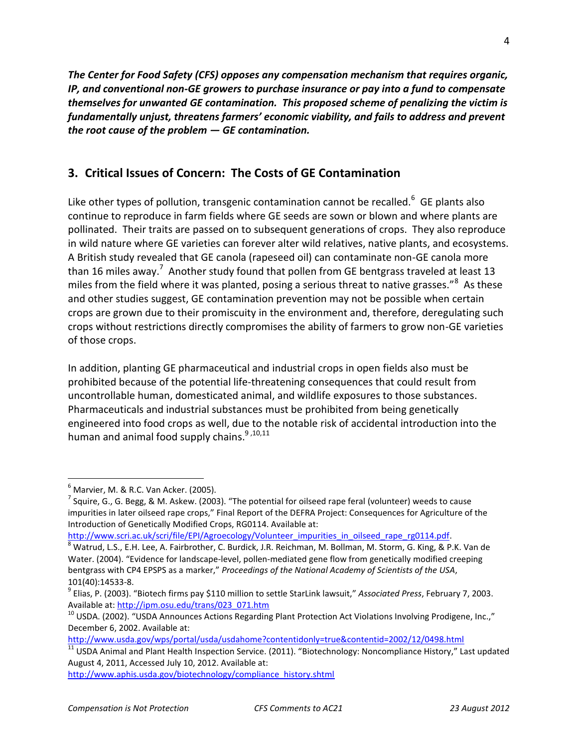***The Center for Food Safety (CFS) opposes any compensation mechanism that requires organic, IP, and conventional non-GE growers to purchase insurance or pay into a fund to compensate themselves for unwanted GE contamination. This proposed scheme of penalizing the victim is fundamentally unjust, threatens farmers' economic viability, and fails to address and prevent the root cause of the problem — GE contamination.***

## 3. Critical Issues of Concern: The Costs of GE Contamination

Like other types of pollution, transgenic contamination cannot be recalled.[6] GE plants also continue to reproduce in farm fields where GE seeds are sown or blown and where plants are pollinated. Their traits are passed on to subsequent generations of crops. They also reproduce in wild nature where GE varieties can forever alter wild relatives, native plants, and ecosystems. A British study revealed that GE canola (rapeseed oil) can contaminate non-GE canola more than 16 miles away.[7] Another study found that pollen from GE bentgrass traveled at least 13 miles from the field where it was planted, posing a serious threat to native grasses."[8] As these and other studies suggest, GE contamination prevention may not be possible when certain crops are grown due to their promiscuity in the environment and, therefore, deregulating such crops without restrictions directly compromises the ability of farmers to grow non-GE varieties of those crops.

In addition, planting GE pharmaceutical and industrial crops in open fields also must be prohibited because of the potential life-threatening consequences that could result from uncontrollable human, domesticated animal, and wildlife exposures to those substances. Pharmaceuticals and industrial substances must be prohibited from being genetically engineered into food crops as well, due to the notable risk of accidental introduction into the human and animal food supply chains.[9,10,11]

---

[6] Marvier, M. & R.C. Van Acker. (2005).

[7] Squire, G., G. Begg, & M. Askew. (2003). "The potential for oilseed rape feral (volunteer) weeds to cause impurities in later oilseed rape crops," Final Report of the DEFRA Project: Consequences for Agriculture of the Introduction of Genetically Modified Crops, RG0114. Available at: http://www.scri.ac.uk/scri/file/EPI/Agroecology/Volunteer_impurities_in_oilseed_rape_rg0114.pdf.

[8] Watrud, L.S., E.H. Lee, A. Fairbrother, C. Burdick, J.R. Reichman, M. Bollman, M. Storm, G. King, & P.K. Van de Water. (2004). "Evidence for landscape-level, pollen-mediated gene flow from genetically modified creeping bentgrass with CP4 EPSPS as a marker," *Proceedings of the National Academy of Scientists of the USA*, 101(40):14533-8.

[9] Elias, P. (2003). "Biotech firms pay $110 million to settle StarLink lawsuit," *Associated Press*, February 7, 2003. Available at: http://ipm.osu.edu/trans/023_071.htm

[10] USDA. (2002). "USDA Announces Actions Regarding Plant Protection Act Violations Involving Prodigene, Inc.," December 6, 2002. Available at: http://www.usda.gov/wps/portal/usda/usdahome?contentidonly=true&contentid=2002/12/0498.html

[11] USDA Animal and Plant Health Inspection Service. (2011). "Biotechnology: Noncompliance History," Last updated August 4, 2011, Accessed July 10, 2012. Available at: http://www.aphis.usda.gov/biotechnology/compliance_history.shtml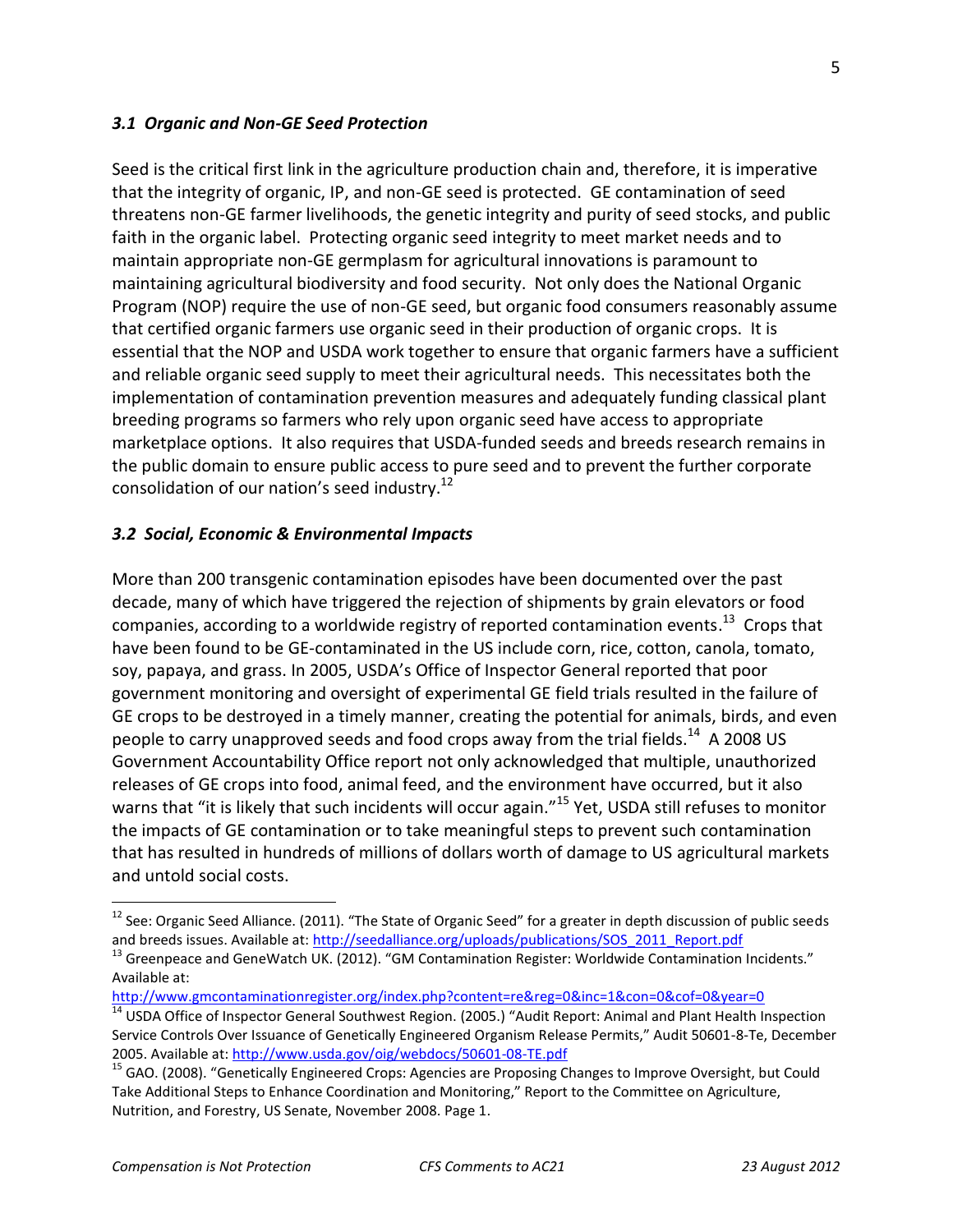### *3.1 Organic and Non-GE Seed Protection*

Seed is the critical first link in the agriculture production chain and, therefore, it is imperative that the integrity of organic, IP, and non-GE seed is protected. GE contamination of seed threatens non-GE farmer livelihoods, the genetic integrity and purity of seed stocks, and public faith in the organic label. Protecting organic seed integrity to meet market needs and to maintain appropriate non-GE germplasm for agricultural innovations is paramount to maintaining agricultural biodiversity and food security. Not only does the National Organic Program (NOP) require the use of non-GE seed, but organic food consumers reasonably assume that certified organic farmers use organic seed in their production of organic crops. It is essential that the NOP and USDA work together to ensure that organic farmers have a sufficient and reliable organic seed supply to meet their agricultural needs. This necessitates both the implementation of contamination prevention measures and adequately funding classical plant breeding programs so farmers who rely upon organic seed have access to appropriate marketplace options. It also requires that USDA-funded seeds and breeds research remains in the public domain to ensure public access to pure seed and to prevent the further corporate consolidation of our nation's seed industry.[12]

### *3.2 Social, Economic & Environmental Impacts*

More than 200 transgenic contamination episodes have been documented over the past decade, many of which have triggered the rejection of shipments by grain elevators or food companies, according to a worldwide registry of reported contamination events.[13] Crops that have been found to be GE-contaminated in the US include corn, rice, cotton, canola, tomato, soy, papaya, and grass. In 2005, USDA's Office of Inspector General reported that poor government monitoring and oversight of experimental GE field trials resulted in the failure of GE crops to be destroyed in a timely manner, creating the potential for animals, birds, and even people to carry unapproved seeds and food crops away from the trial fields.[14] A 2008 US Government Accountability Office report not only acknowledged that multiple, unauthorized releases of GE crops into food, animal feed, and the environment have occurred, but it also warns that "it is likely that such incidents will occur again."[15] Yet, USDA still refuses to monitor the impacts of GE contamination or to take meaningful steps to prevent such contamination that has resulted in hundreds of millions of dollars worth of damage to US agricultural markets and untold social costs.

---

[12] See: Organic Seed Alliance. (2011). "The State of Organic Seed" for a greater in depth discussion of public seeds and breeds issues. Available at: http://seedalliance.org/uploads/publications/SOS_2011_Report.pdf

[13] Greenpeace and GeneWatch UK. (2012). "GM Contamination Register: Worldwide Contamination Incidents." Available at: http://www.gmcontaminationregister.org/index.php?content=re&reg=0&inc=1&con=0&cof=0&year=0

[14] USDA Office of Inspector General Southwest Region. (2005.) "Audit Report: Animal and Plant Health Inspection Service Controls Over Issuance of Genetically Engineered Organism Release Permits," Audit 50601-8-Te, December 2005. Available at: http://www.usda.gov/oig/webdocs/50601-08-TE.pdf

[15] GAO. (2008). "Genetically Engineered Crops: Agencies are Proposing Changes to Improve Oversight, but Could Take Additional Steps to Enhance Coordination and Monitoring," Report to the Committee on Agriculture, Nutrition, and Forestry, US Senate, November 2008. Page 1.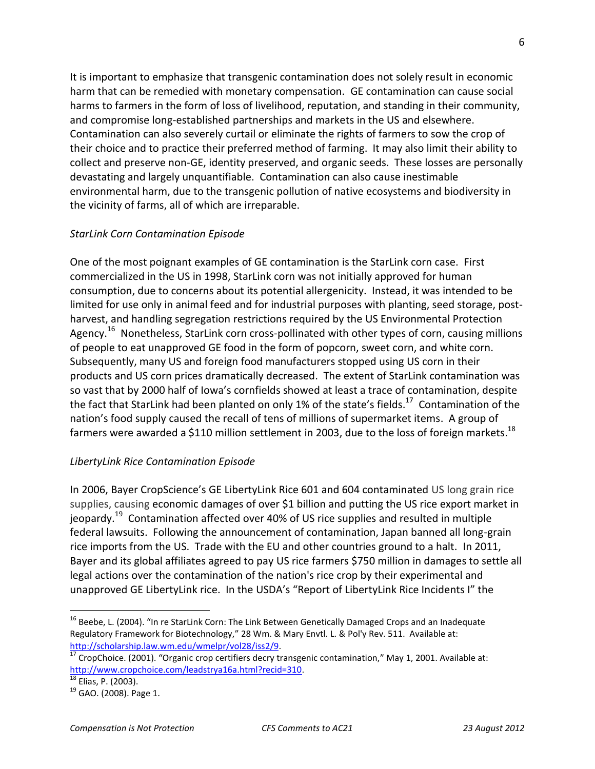It is important to emphasize that transgenic contamination does not solely result in economic harm that can be remedied with monetary compensation. GE contamination can cause social harms to farmers in the form of loss of livelihood, reputation, and standing in their community, and compromise long-established partnerships and markets in the US and elsewhere. Contamination can also severely curtail or eliminate the rights of farmers to sow the crop of their choice and to practice their preferred method of farming. It may also limit their ability to collect and preserve non-GE, identity preserved, and organic seeds. These losses are personally devastating and largely unquantifiable. Contamination can also cause inestimable environmental harm, due to the transgenic pollution of native ecosystems and biodiversity in the vicinity of farms, all of which are irreparable.

*StarLink Corn Contamination Episode*

One of the most poignant examples of GE contamination is the StarLink corn case. First commercialized in the US in 1998, StarLink corn was not initially approved for human consumption, due to concerns about its potential allergenicity. Instead, it was intended to be limited for use only in animal feed and for industrial purposes with planting, seed storage, post-harvest, and handling segregation restrictions required by the US Environmental Protection Agency.[16] Nonetheless, StarLink corn cross-pollinated with other types of corn, causing millions of people to eat unapproved GE food in the form of popcorn, sweet corn, and white corn. Subsequently, many US and foreign food manufacturers stopped using US corn in their products and US corn prices dramatically decreased. The extent of StarLink contamination was so vast that by 2000 half of Iowa's cornfields showed at least a trace of contamination, despite the fact that StarLink had been planted on only 1% of the state's fields.[17] Contamination of the nation's food supply caused the recall of tens of millions of supermarket items. A group of farmers were awarded a $110 million settlement in 2003, due to the loss of foreign markets.[18]

*LibertyLink Rice Contamination Episode*

In 2006, Bayer CropScience's GE LibertyLink Rice 601 and 604 contaminated US long grain rice supplies, causing economic damages of over $1 billion and putting the US rice export market in jeopardy.[19] Contamination affected over 40% of US rice supplies and resulted in multiple federal lawsuits. Following the announcement of contamination, Japan banned all long-grain rice imports from the US. Trade with the EU and other countries ground to a halt. In 2011, Bayer and its global affiliates agreed to pay US rice farmers $750 million in damages to settle all legal actions over the contamination of the nation's rice crop by their experimental and unapproved GE LibertyLink rice. In the USDA's "Report of LibertyLink Rice Incidents I" the

---

[16] Beebe, L. (2004). "In re StarLink Corn: The Link Between Genetically Damaged Crops and an Inadequate Regulatory Framework for Biotechnology," 28 Wm. & Mary Envtl. L. & Pol'y Rev. 511. Available at: http://scholarship.law.wm.edu/wmelpr/vol28/iss2/9.

[17] CropChoice. (2001). "Organic crop certifiers decry transgenic contamination," May 1, 2001. Available at: http://www.cropchoice.com/leadstrya16a.html?recid=310.

[18] Elias, P. (2003).

[19] GAO. (2008). Page 1.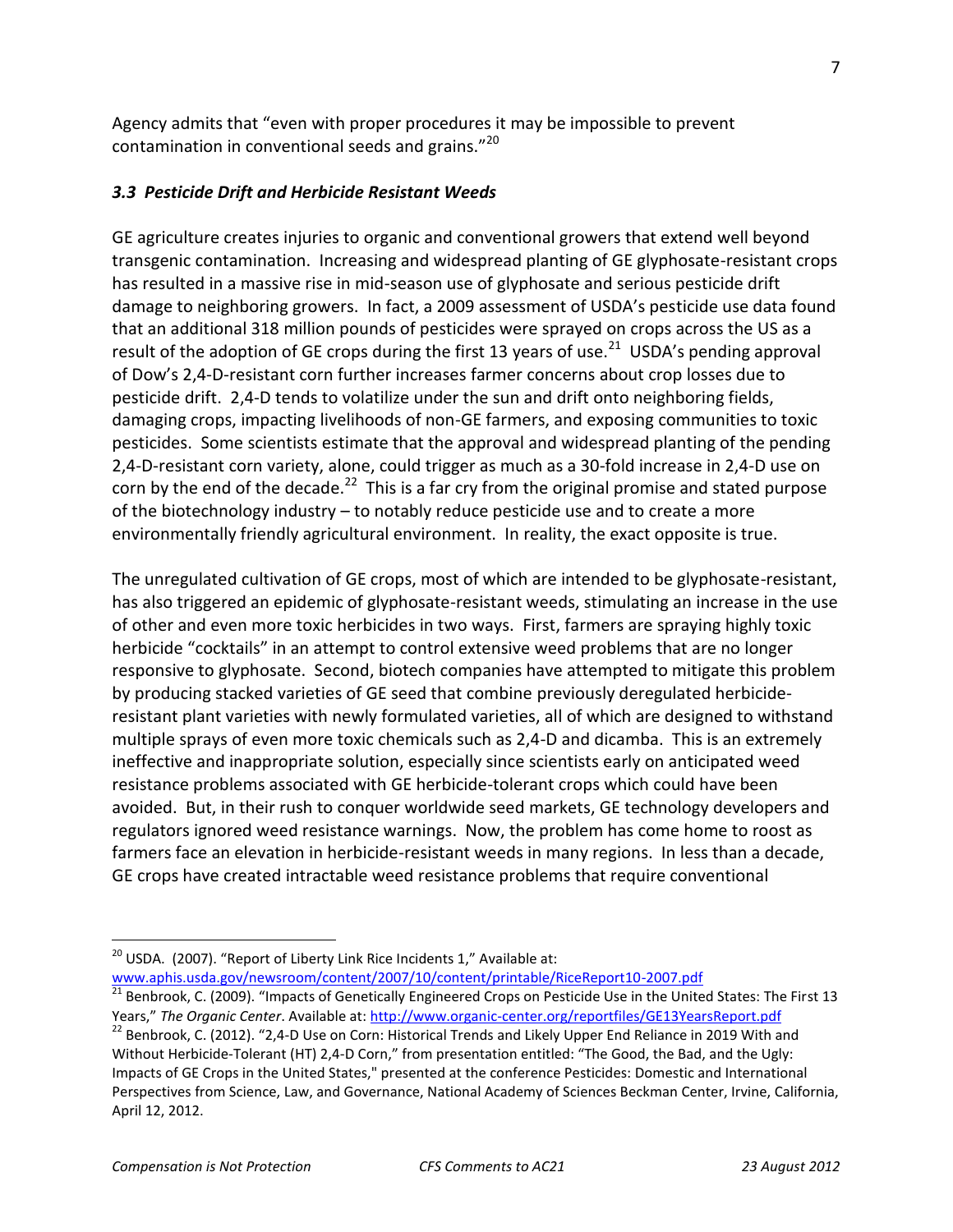Agency admits that "even with proper procedures it may be impossible to prevent contamination in conventional seeds and grains."[20]

### *3.3 Pesticide Drift and Herbicide Resistant Weeds*

GE agriculture creates injuries to organic and conventional growers that extend well beyond transgenic contamination. Increasing and widespread planting of GE glyphosate-resistant crops has resulted in a massive rise in mid-season use of glyphosate and serious pesticide drift damage to neighboring growers. In fact, a 2009 assessment of USDA's pesticide use data found that an additional 318 million pounds of pesticides were sprayed on crops across the US as a result of the adoption of GE crops during the first 13 years of use.[21] USDA's pending approval of Dow's 2,4-D-resistant corn further increases farmer concerns about crop losses due to pesticide drift. 2,4-D tends to volatilize under the sun and drift onto neighboring fields, damaging crops, impacting livelihoods of non-GE farmers, and exposing communities to toxic pesticides. Some scientists estimate that the approval and widespread planting of the pending 2,4-D-resistant corn variety, alone, could trigger as much as a 30-fold increase in 2,4-D use on corn by the end of the decade.[22] This is a far cry from the original promise and stated purpose of the biotechnology industry – to notably reduce pesticide use and to create a more environmentally friendly agricultural environment. In reality, the exact opposite is true.

The unregulated cultivation of GE crops, most of which are intended to be glyphosate-resistant, has also triggered an epidemic of glyphosate-resistant weeds, stimulating an increase in the use of other and even more toxic herbicides in two ways. First, farmers are spraying highly toxic herbicide "cocktails" in an attempt to control extensive weed problems that are no longer responsive to glyphosate. Second, biotech companies have attempted to mitigate this problem by producing stacked varieties of GE seed that combine previously deregulated herbicide-resistant plant varieties with newly formulated varieties, all of which are designed to withstand multiple sprays of even more toxic chemicals such as 2,4-D and dicamba. This is an extremely ineffective and inappropriate solution, especially since scientists early on anticipated weed resistance problems associated with GE herbicide-tolerant crops which could have been avoided. But, in their rush to conquer worldwide seed markets, GE technology developers and regulators ignored weed resistance warnings. Now, the problem has come home to roost as farmers face an elevation in herbicide-resistant weeds in many regions. In less than a decade, GE crops have created intractable weed resistance problems that require conventional

---

[20] USDA. (2007). "Report of Liberty Link Rice Incidents 1," Available at: www.aphis.usda.gov/newsroom/content/2007/10/content/printable/RiceReport10-2007.pdf

[21] Benbrook, C. (2009). "Impacts of Genetically Engineered Crops on Pesticide Use in the United States: The First 13 Years," *The Organic Center*. Available at: http://www.organic-center.org/reportfiles/GE13YearsReport.pdf

[22] Benbrook, C. (2012). "2,4-D Use on Corn: Historical Trends and Likely Upper End Reliance in 2019 With and Without Herbicide-Tolerant (HT) 2,4-D Corn," from presentation entitled: "The Good, the Bad, and the Ugly: Impacts of GE Crops in the United States," presented at the conference Pesticides: Domestic and International Perspectives from Science, Law, and Governance, National Academy of Sciences Beckman Center, Irvine, California, April 12, 2012.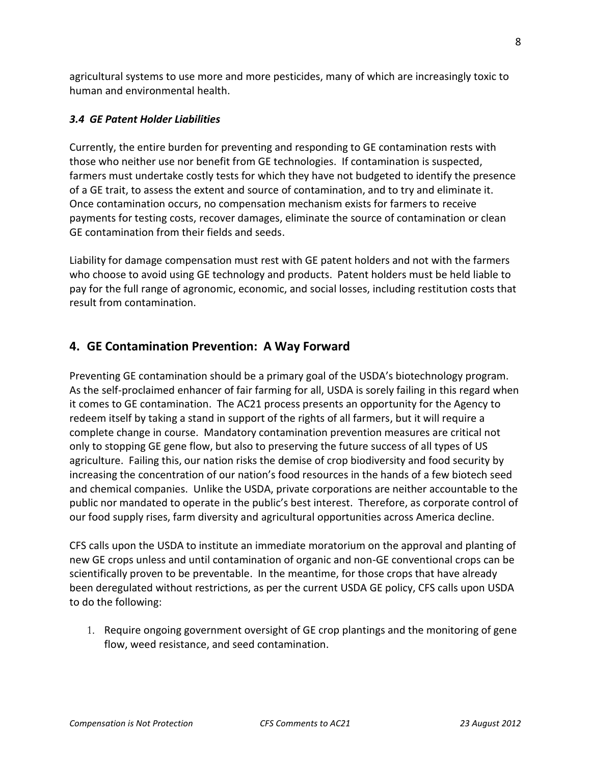agricultural systems to use more and more pesticides, many of which are increasingly toxic to human and environmental health.

### *3.4 GE Patent Holder Liabilities*

Currently, the entire burden for preventing and responding to GE contamination rests with those who neither use nor benefit from GE technologies. If contamination is suspected, farmers must undertake costly tests for which they have not budgeted to identify the presence of a GE trait, to assess the extent and source of contamination, and to try and eliminate it. Once contamination occurs, no compensation mechanism exists for farmers to receive payments for testing costs, recover damages, eliminate the source of contamination or clean GE contamination from their fields and seeds.

Liability for damage compensation must rest with GE patent holders and not with the farmers who choose to avoid using GE technology and products. Patent holders must be held liable to pay for the full range of agronomic, economic, and social losses, including restitution costs that result from contamination.

## 4. GE Contamination Prevention: A Way Forward

Preventing GE contamination should be a primary goal of the USDA's biotechnology program. As the self-proclaimed enhancer of fair farming for all, USDA is sorely failing in this regard when it comes to GE contamination. The AC21 process presents an opportunity for the Agency to redeem itself by taking a stand in support of the rights of all farmers, but it will require a complete change in course. Mandatory contamination prevention measures are critical not only to stopping GE gene flow, but also to preserving the future success of all types of US agriculture. Failing this, our nation risks the demise of crop biodiversity and food security by increasing the concentration of our nation's food resources in the hands of a few biotech seed and chemical companies. Unlike the USDA, private corporations are neither accountable to the public nor mandated to operate in the public's best interest. Therefore, as corporate control of our food supply rises, farm diversity and agricultural opportunities across America decline.

CFS calls upon the USDA to institute an immediate moratorium on the approval and planting of new GE crops unless and until contamination of organic and non-GE conventional crops can be scientifically proven to be preventable. In the meantime, for those crops that have already been deregulated without restrictions, as per the current USDA GE policy, CFS calls upon USDA to do the following:

1. Require ongoing government oversight of GE crop plantings and the monitoring of gene flow, weed resistance, and seed contamination.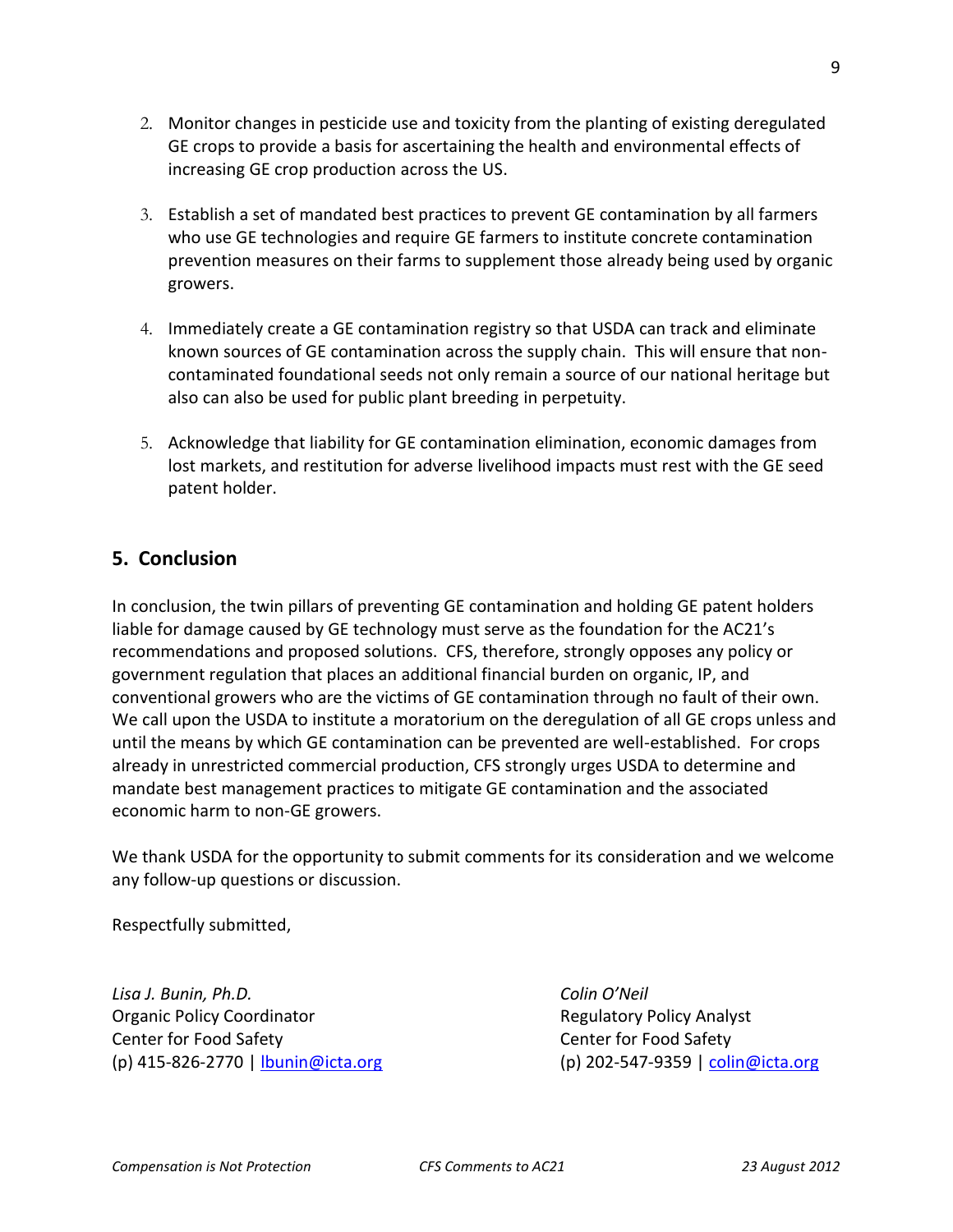2. Monitor changes in pesticide use and toxicity from the planting of existing deregulated GE crops to provide a basis for ascertaining the health and environmental effects of increasing GE crop production across the US.

3. Establish a set of mandated best practices to prevent GE contamination by all farmers who use GE technologies and require GE farmers to institute concrete contamination prevention measures on their farms to supplement those already being used by organic growers.

4. Immediately create a GE contamination registry so that USDA can track and eliminate known sources of GE contamination across the supply chain. This will ensure that non-contaminated foundational seeds not only remain a source of our national heritage but also can also be used for public plant breeding in perpetuity.

5. Acknowledge that liability for GE contamination elimination, economic damages from lost markets, and restitution for adverse livelihood impacts must rest with the GE seed patent holder.

## 5. Conclusion

In conclusion, the twin pillars of preventing GE contamination and holding GE patent holders liable for damage caused by GE technology must serve as the foundation for the AC21's recommendations and proposed solutions. CFS, therefore, strongly opposes any policy or government regulation that places an additional financial burden on organic, IP, and conventional growers who are the victims of GE contamination through no fault of their own. We call upon the USDA to institute a moratorium on the deregulation of all GE crops unless and until the means by which GE contamination can be prevented are well-established. For crops already in unrestricted commercial production, CFS strongly urges USDA to determine and mandate best management practices to mitigate GE contamination and the associated economic harm to non-GE growers.

We thank USDA for the opportunity to submit comments for its consideration and we welcome any follow-up questions or discussion.

Respectfully submitted,

*Lisa J. Bunin, Ph.D.*
Organic Policy Coordinator
Center for Food Safety
(p) 415-826-2770 | lbunin@icta.org

*Colin O'Neil*
Regulatory Policy Analyst
Center for Food Safety
(p) 202-547-9359 | colin@icta.org